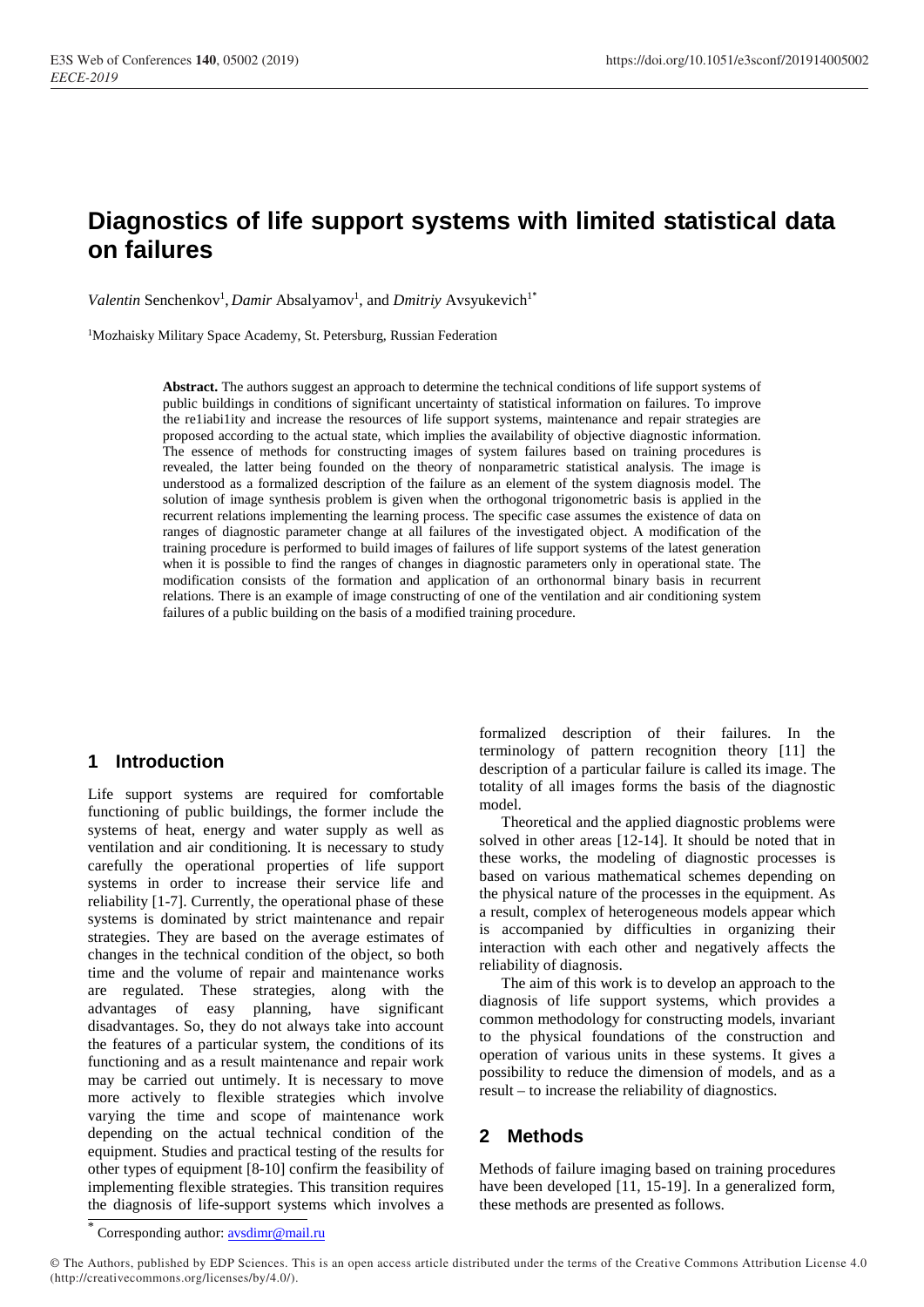# Diagnostics of life support systems with limited statistical data on failures

*Valentin* Senchenkov[1], *Damir* Absalyamov[1], and *Dmitriy* Avsyukevich[1*]

[1]Mozhaisky Military Space Academy, St. Petersburg, Russian Federation

**Abstract.** The authors suggest an approach to determine the technical conditions of life support systems of public buildings in conditions of significant uncertainty of statistical information on failures. To improve the re1iabi1ity and increase the resources of life support systems, maintenance and repair strategies are proposed according to the actual state, which implies the availability of objective diagnostic information. The essence of methods for constructing images of system failures based on training procedures is revealed, the latter being founded on the theory of nonparametric statistical analysis. The image is understood as a formalized description of the failure as an element of the system diagnosis model. The solution of image synthesis problem is given when the orthogonal trigonometric basis is applied in the recurrent relations implementing the learning process. The specific case assumes the existence of data on ranges of diagnostic parameter change at all failures of the investigated object. A modification of the training procedure is performed to build images of failures of life support systems of the latest generation when it is possible to find the ranges of changes in diagnostic parameters only in operational state. The modification consists of the formation and application of an orthonormal binary basis in recurrent relations. There is an example of image constructing of one of the ventilation and air conditioning system failures of a public building on the basis of a modified training procedure.

## 1 Introduction

Life support systems are required for comfortable functioning of public buildings, the former include the systems of heat, energy and water supply as well as ventilation and air conditioning. It is necessary to study carefully the operational properties of life support systems in order to increase their service life and reliability [1-7]. Currently, the operational phase of these systems is dominated by strict maintenance and repair strategies. They are based on the average estimates of changes in the technical condition of the object, so both time and the volume of repair and maintenance works are regulated. These strategies, along with the advantages of easy planning, have significant disadvantages. So, they do not always take into account the features of a particular system, the conditions of its functioning and as a result maintenance and repair work may be carried out untimely. It is necessary to move more actively to flexible strategies which involve varying the time and scope of maintenance work depending on the actual technical condition of the equipment. Studies and practical testing of the results for other types of equipment [8-10] confirm the feasibility of implementing flexible strategies. This transition requires the diagnosis of life-support systems which involves a formalized description of their failures. In the terminology of pattern recognition theory [11] the description of a particular failure is called its image. The totality of all images forms the basis of the diagnostic model.

Theoretical and the applied diagnostic problems were solved in other areas [12-14]. It should be noted that in these works, the modeling of diagnostic processes is based on various mathematical schemes depending on the physical nature of the processes in the equipment. As a result, complex of heterogeneous models appear which is accompanied by difficulties in organizing their interaction with each other and negatively affects the reliability of diagnosis.

The aim of this work is to develop an approach to the diagnosis of life support systems, which provides a common methodology for constructing models, invariant to the physical foundations of the construction and operation of various units in these systems. It gives a possibility to reduce the dimension of models, and as a result – to increase the reliability of diagnostics.

## 2 Methods

Methods of failure imaging based on training procedures have been developed [11, 15-19]. In a generalized form, these methods are presented as follows.

* Corresponding author: avsdimr@mail.ru

© The Authors, published by EDP Sciences. This is an open access article distributed under the terms of the Creative Commons Attribution License 4.0 (http://creativecommons.org/licenses/by/4.0/).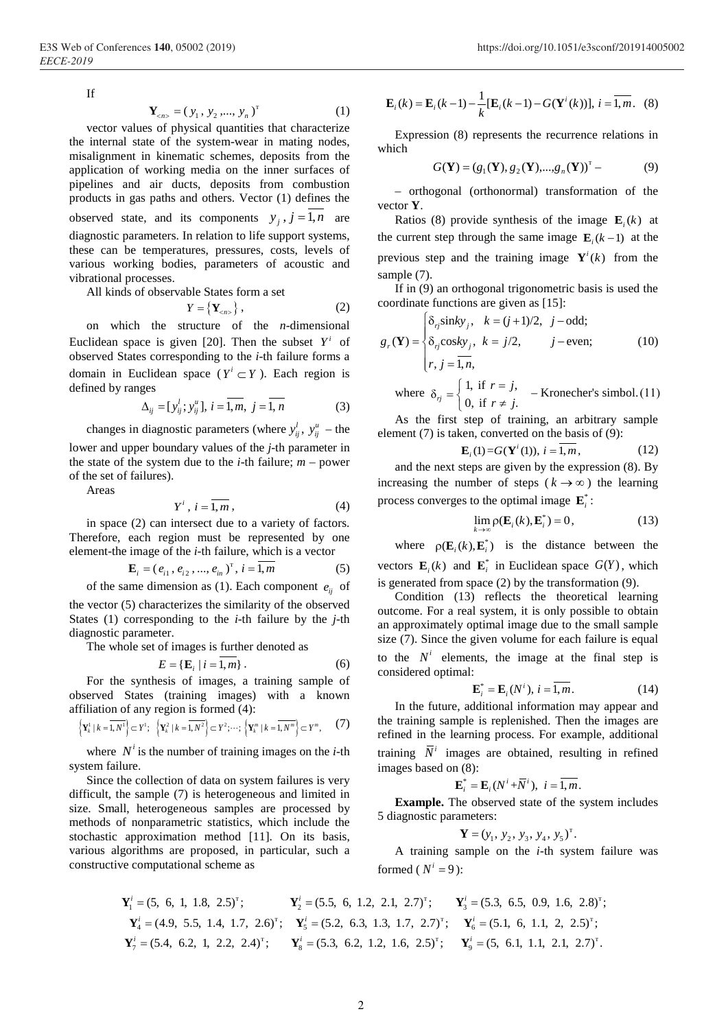If

$$\mathbf{Y}_{<n>} = (y_1, y_2, ..., y_n)^{\text{т}} \tag{1}$$

vector values of physical quantities that characterize the internal state of the system-wear in mating nodes, misalignment in kinematic schemes, deposits from the application of working media on the inner surfaces of pipelines and air ducts, deposits from combustion products in gas paths and others. Vector (1) defines the observed state, and its components $y_j, j=\overline{1,n}$ are diagnostic parameters. In relation to life support systems, these can be temperatures, pressures, costs, levels of various working bodies, parameters of acoustic and vibrational processes.

All kinds of observable States form a set

$$Y = \{\mathbf{Y}_{<n>}\}, \tag{2}$$

on which the structure of the *n*-dimensional Euclidean space is given [20]. Then the subset $Y^i$ of observed States corresponding to the *i*-th failure forms a domain in Euclidean space ($Y^i \subset Y$). Each region is defined by ranges

$$\Delta_{ij} = [y_{ij}^l; y_{ij}^u],\ i=\overline{1,m},\ j=\overline{1,n} \tag{3}$$

changes in diagnostic parameters (where $y_{ij}^l$, $y_{ij}^u$ – the lower and upper boundary values of the *j*-th parameter in the state of the system due to the *i*-th failure; *m* – power of the set of failures).

Areas

$$Y^i,\ i=\overline{1,m}, \tag{4}$$

in space (2) can intersect due to a variety of factors. Therefore, each region must be represented by one element-the image of the *i*-th failure, which is a vector

$$\mathbf{E}_i = (e_{i1}, e_{i2}, ..., e_{in})^{\text{т}},\ i=\overline{1,m} \tag{5}$$

of the same dimension as (1). Each component $e_{ij}$ of the vector (5) characterizes the similarity of the observed States (1) corresponding to the *i*-th failure by the *j*-th diagnostic parameter.

The whole set of images is further denoted as

$$E = \{\mathbf{E}_i \mid i=\overline{1,m}\}. \tag{6}$$

For the synthesis of images, a training sample of observed States (training images) with a known affiliation of any region is formed (4):

$$\left\{\mathbf{Y}_k^1 \mid k=\overline{1,N^1}\right\} \subset Y^1;\ \left\{\mathbf{Y}_k^2 \mid k=\overline{1,N^2}\right\} \subset Y^2;\cdots;\ \left\{\mathbf{Y}_k^m \mid k=\overline{1,N^m}\right\} \subset Y^m, \tag{7}$$

where $N^i$ is the number of training images on the *i*-th system failure.

Since the collection of data on system failures is very difficult, the sample (7) is heterogeneous and limited in size. Small, heterogeneous samples are processed by methods of nonparametric statistics, which include the stochastic approximation method [11]. On its basis, various algorithms are proposed, in particular, such a constructive computational scheme as

$$\mathbf{E}_i(k) = \mathbf{E}_i(k-1) - \frac{1}{k}[\mathbf{E}_i(k-1) - G(\mathbf{Y}^i(k))],\ i=\overline{1,m}. \tag{8}$$

Expression (8) represents the recurrence relations in which

$$G(\mathbf{Y}) = (g_1(\mathbf{Y}), g_2(\mathbf{Y}), ..., g_n(\mathbf{Y}))^{\text{т}} - \tag{9}$$

– orthogonal (orthonormal) transformation of the vector **Y**.

Ratios (8) provide synthesis of the image $\mathbf{E}_i(k)$ at the current step through the same image $\mathbf{E}_i(k-1)$ at the previous step and the training image $\mathbf{Y}^i(k)$ from the sample (7).

If in (9) an orthogonal trigonometric basis is used the coordinate functions are given as [15]:

$$g_r(\mathbf{Y}) = \begin{cases} \delta_{rj}\sin ky_j, & k=(j+1)/2,\ \ j-\text{odd}; \\ \delta_{rj}\cos ky_j, & k=j/2, \qquad\ \ j-\text{even}; \\ r, j=\overline{1,n}, \end{cases} \tag{10}$$

$$\text{where } \delta_{rj} = \begin{cases} 1, \text{ if } r=j, \\ 0, \text{ if } r \neq j. \end{cases} \text{ – Kronecher's simbol.} \tag{11}$$

As the first step of training, an arbitrary sample element (7) is taken, converted on the basis of (9):

$$\mathbf{E}_i(1) = G(\mathbf{Y}^i(1)),\ i=\overline{1,m}, \tag{12}$$

and the next steps are given by the expression (8). By increasing the number of steps ($k \to \infty$) the learning process converges to the optimal image $\mathbf{E}_i^*$:

$$\lim_{k\to\infty} \rho(\mathbf{E}_i(k), \mathbf{E}_i^*) = 0, \tag{13}$$

where $\rho(\mathbf{E}_i(k), \mathbf{E}_i^*)$ is the distance between the vectors $\mathbf{E}_i(k)$ and $\mathbf{E}_i^*$ in Euclidean space $G(Y)$, which is generated from space (2) by the transformation (9).

Condition (13) reflects the theoretical learning outcome. For a real system, it is only possible to obtain an approximately optimal image due to the small sample size (7). Since the given volume for each failure is equal to the $N^i$ elements, the image at the final step is considered optimal:

$$\mathbf{E}_i^* = \mathbf{E}_i(N^i),\ i=\overline{1,m}. \tag{14}$$

In the future, additional information may appear and the training sample is replenished. Then the images are refined in the learning process. For example, additional training $\overline{N}^i$ images are obtained, resulting in refined images based on (8):

$$\mathbf{E}_i^* = \mathbf{E}_i(N^i + \overline{N}^i),\ i=\overline{1,m}.$$

**Example.** The observed state of the system includes 5 diagnostic parameters:

$$\mathbf{Y} = (y_1, y_2, y_3, y_4, y_5)^{\text{т}}.$$

A training sample on the *i*-th system failure was formed ($N^i = 9$):

$$\mathbf{Y}_1^i = (5,\ 6,\ 1,\ 1.8,\ 2.5)^{\text{т}};\qquad \mathbf{Y}_2^i = (5.5,\ 6,\ 1.2,\ 2.1,\ 2.7)^{\text{т}};\qquad \mathbf{Y}_3^i = (5.3,\ 6.5,\ 0.9,\ 1.6,\ 2.8)^{\text{т}};$$

$$\mathbf{Y}_4^i = (4.9,\ 5.5,\ 1.4,\ 1.7,\ 2.6)^{\text{т}};\quad \mathbf{Y}_5^i = (5.2,\ 6.3,\ 1.3,\ 1.7,\ 2.7)^{\text{т}};\quad \mathbf{Y}_6^i = (5.1,\ 6,\ 1.1,\ 2,\ 2.5)^{\text{т}};$$

$$\mathbf{Y}_7^i = (5.4,\ 6.2,\ 1,\ 2.2,\ 2.4)^{\text{т}};\qquad \mathbf{Y}_8^i = (5.3,\ 6.2,\ 1.2,\ 1.6,\ 2.5)^{\text{т}};\qquad \mathbf{Y}_9^i = (5,\ 6.1,\ 1.1,\ 2.1,\ 2.7)^{\text{т}}.$$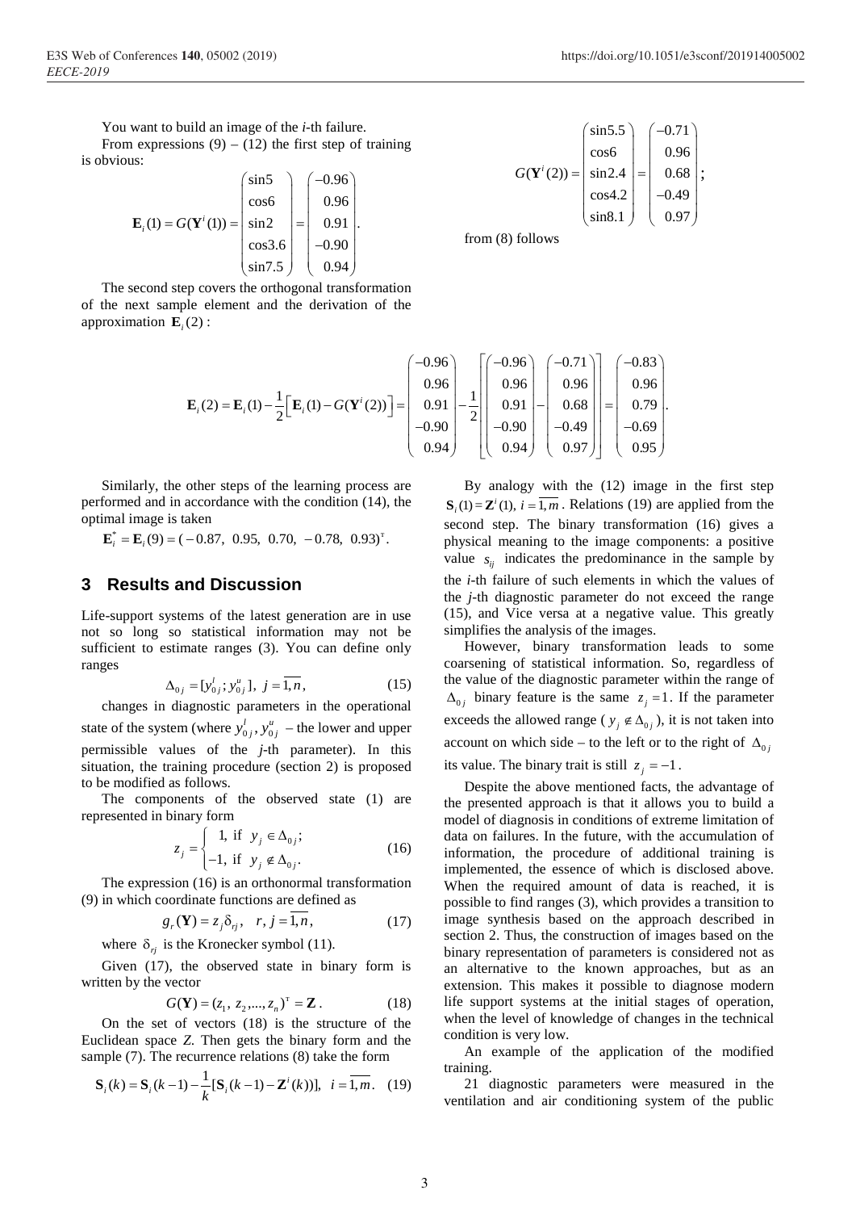You want to build an image of the *i*-th failure.

From expressions (9) – (12) the first step of training is obvious:

$$\mathbf{E}_i(1) = G(\mathbf{Y}^i(1)) = \begin{pmatrix} \sin 5 \\ \cos 6 \\ \sin 2 \\ \cos 3.6 \\ \sin 7.5 \end{pmatrix} = \begin{pmatrix} -0.96 \\ 0.96 \\ 0.91 \\ -0.90 \\ 0.94 \end{pmatrix}.$$

The second step covers the orthogonal transformation of the next sample element and the derivation of the approximation $\mathbf{E}_i(2)$:

$$G(\mathbf{Y}^i(2)) = \begin{pmatrix} \sin 5.5 \\ \cos 6 \\ \sin 2.4 \\ \cos 4.2 \\ \sin 8.1 \end{pmatrix} = \begin{pmatrix} -0.71 \\ 0.96 \\ 0.68 \\ -0.49 \\ 0.97 \end{pmatrix};$$

from (8) follows

$$\mathbf{E}_i(2) = \mathbf{E}_i(1) - \frac{1}{2}\left[\mathbf{E}_i(1) - G(\mathbf{Y}^i(2))\right] = \begin{pmatrix} -0.96 \\ 0.96 \\ 0.91 \\ -0.90 \\ 0.94 \end{pmatrix} - \frac{1}{2}\left[\begin{pmatrix} -0.96 \\ 0.96 \\ 0.91 \\ -0.90 \\ 0.94 \end{pmatrix} - \begin{pmatrix} -0.71 \\ 0.96 \\ 0.68 \\ -0.49 \\ 0.97 \end{pmatrix}\right] = \begin{pmatrix} -0.83 \\ 0.96 \\ 0.79 \\ -0.69 \\ 0.95 \end{pmatrix}.$$

Similarly, the other steps of the learning process are performed and in accordance with the condition (14), the optimal image is taken

$\mathbf{E}_i^* = \mathbf{E}_i(9) = (-0.87,\ 0.95,\ 0.70,\ -0.78,\ 0.93)^{\tau}$.

## 3 Results and Discussion

Life-support systems of the latest generation are in use not so long so statistical information may not be sufficient to estimate ranges (3). You can define only ranges

$$\Delta_{0j} = [y_{0j}^l; y_{0j}^u],\ j = \overline{1,n}, \tag{15}$$

changes in diagnostic parameters in the operational state of the system (where $y_{0j}^l, y_{0j}^u$ – the lower and upper permissible values of the *j*-th parameter). In this situation, the training procedure (section 2) is proposed to be modified as follows.

The components of the observed state (1) are represented in binary form

$$z_j = \begin{cases} 1, \text{ if } y_j \in \Delta_{0j}; \\ -1, \text{ if } y_j \notin \Delta_{0j}. \end{cases} \tag{16}$$

The expression (16) is an orthonormal transformation (9) in which coordinate functions are defined as

$$g_r(\mathbf{Y}) = z_j \delta_{rj},\quad r, j = \overline{1,n}, \tag{17}$$

where $\delta_{rj}$ is the Kronecker symbol (11).

Given (17), the observed state in binary form is written by the vector

$$G(\mathbf{Y}) = (z_1, z_2, ..., z_n)^{\tau} = \mathbf{Z}. \tag{18}$$

On the set of vectors (18) is the structure of the Euclidean space *Z*. Then gets the binary form and the sample (7). The recurrence relations (8) take the form

$$\mathbf{S}_i(k) = \mathbf{S}_i(k-1) - \frac{1}{k}[\mathbf{S}_i(k-1) - \mathbf{Z}^i(k)],\quad i = \overline{1,m}. \tag{19}$$

By analogy with the (12) image in the first step $\mathbf{S}_i(1) = \mathbf{Z}^i(1),\ i = \overline{1,m}$. Relations (19) are applied from the second step. The binary transformation (16) gives a physical meaning to the image components: a positive value $s_{ij}$ indicates the predominance in the sample by the *i*-th failure of such elements in which the values of the *j*-th diagnostic parameter do not exceed the range (15), and Vice versa at a negative value. This greatly simplifies the analysis of the images.

However, binary transformation leads to some coarsening of statistical information. So, regardless of the value of the diagnostic parameter within the range of $\Delta_{0j}$ binary feature is the same $z_j = 1$. If the parameter exceeds the allowed range ($y_j \notin \Delta_{0j}$), it is not taken into account on which side – to the left or to the right of $\Delta_{0j}$ its value. The binary trait is still $z_j = -1$.

Despite the above mentioned facts, the advantage of the presented approach is that it allows you to build a model of diagnosis in conditions of extreme limitation of data on failures. In the future, with the accumulation of information, the procedure of additional training is implemented, the essence of which is disclosed above. When the required amount of data is reached, it is possible to find ranges (3), which provides a transition to image synthesis based on the approach described in section 2. Thus, the construction of images based on the binary representation of parameters is considered not as an alternative to the known approaches, but as an extension. This makes it possible to diagnose modern life support systems at the initial stages of operation, when the level of knowledge of changes in the technical condition is very low.

An example of the application of the modified training.

21 diagnostic parameters were measured in the ventilation and air conditioning system of the public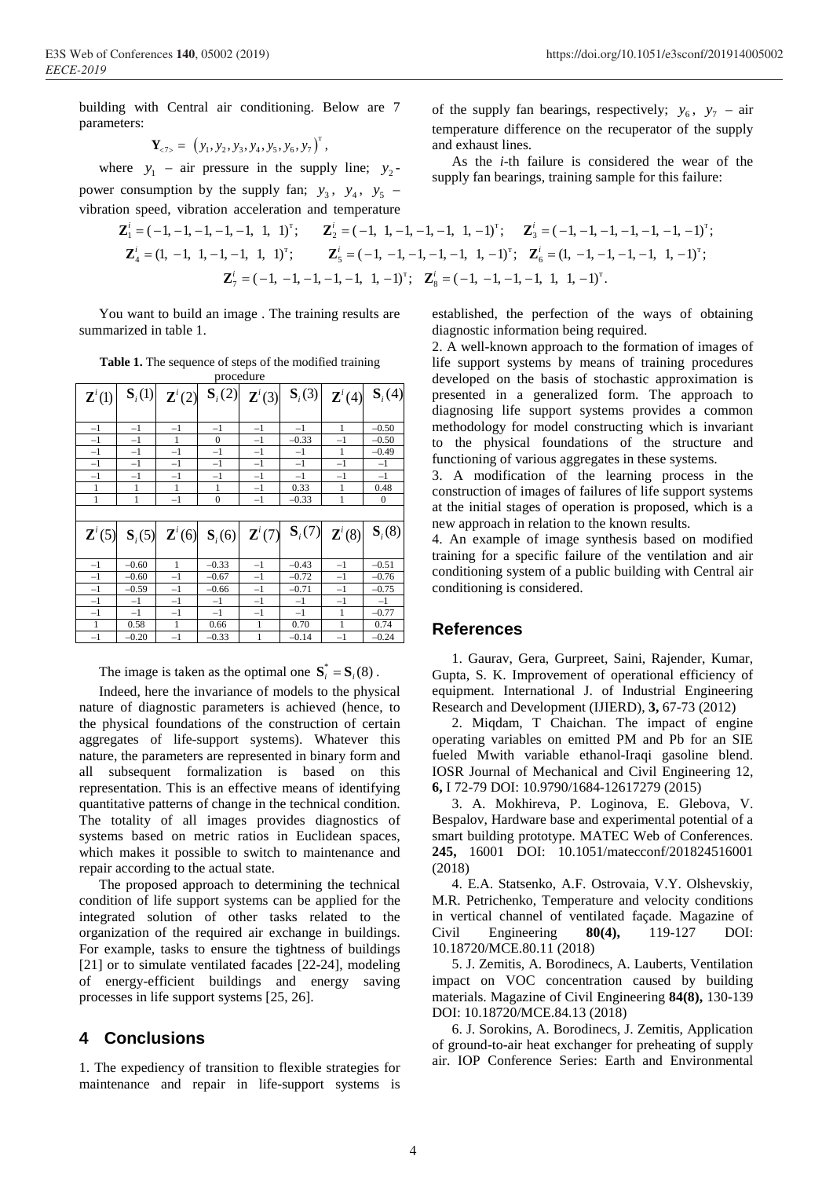building with Central air conditioning. Below are 7 parameters:

$$\mathbf{Y}_{<7>} = (y_1, y_2, y_3, y_4, y_5, y_6, y_7)^{\mathrm{T}},$$

where $y_1$ – air pressure in the supply line; $y_2$ - power consumption by the supply fan; $y_3$, $y_4$, $y_5$ – vibration speed, vibration acceleration and temperature of the supply fan bearings, respectively; $y_6$, $y_7$ – air temperature difference on the recuperator of the supply and exhaust lines.

As the *i*-th failure is considered the wear of the supply fan bearings, training sample for this failure:

$$\mathbf{Z}_1^i = (-1, -1, -1, -1, -1, \ 1, \ 1)^{\mathrm{T}}; \quad \mathbf{Z}_2^i = (-1, \ 1, -1, -1, -1, \ 1, -1)^{\mathrm{T}}; \quad \mathbf{Z}_3^i = (-1, -1, -1, -1, -1, -1, -1)^{\mathrm{T}};$$

$$\mathbf{Z}_4^i = (1, \ -1, \ 1, -1, -1, \ 1, \ 1)^{\mathrm{T}}; \quad \mathbf{Z}_5^i = (-1, \ -1, -1, -1, -1, \ 1, -1)^{\mathrm{T}}; \quad \mathbf{Z}_6^i = (1, \ -1, -1, -1, -1, \ 1, -1)^{\mathrm{T}};$$

$$\mathbf{Z}_7^i = (-1, \ -1, -1, -1, -1, \ 1, -1)^{\mathrm{T}}; \quad \mathbf{Z}_8^i = (-1, \ -1, -1, -1, \ 1, \ 1, -1)^{\mathrm{T}}.$$

You want to build an image . The training results are summarized in table 1.

**Table 1.** The sequence of steps of the modified training procedure

| $\mathbf{Z}^i(1)$ | $\mathbf{S}_i(1)$ | $\mathbf{Z}^i(2)$ | $\mathbf{S}_i(2)$ | $\mathbf{Z}^i(3)$ | $\mathbf{S}_i(3)$ | $\mathbf{Z}^i(4)$ | $\mathbf{S}_i(4)$ |
|---|---|---|---|---|---|---|---|
| –1 | –1 | –1 | –1 | –1 | –1 | 1 | –0.50 |
| –1 | –1 | 1 | 0 | –1 | –0.33 | –1 | –0.50 |
| –1 | –1 | –1 | –1 | –1 | –1 | 1 | –0.49 |
| –1 | –1 | –1 | –1 | –1 | –1 | –1 | –1 |
| –1 | –1 | –1 | –1 | –1 | –1 | –1 | –1 |
| 1 | 1 | 1 | 1 | –1 | 0.33 | 1 | 0.48 |
| 1 | 1 | –1 | 0 | –1 | –0.33 | 1 | 0 |
| $\mathbf{Z}^i(5)$ | $\mathbf{S}_i(5)$ | $\mathbf{Z}^i(6)$ | $\mathbf{S}_i(6)$ | $\mathbf{Z}^i(7)$ | $\mathbf{S}_i(7)$ | $\mathbf{Z}^i(8)$ | $\mathbf{S}_i(8)$ |
| –1 | –0.60 | 1 | –0.33 | –1 | –0.43 | –1 | –0.51 |
| –1 | –0.60 | –1 | –0.67 | –1 | –0.72 | –1 | –0.76 |
| –1 | –0.59 | –1 | –0.66 | –1 | –0.71 | –1 | –0.75 |
| –1 | –1 | –1 | –1 | –1 | –1 | –1 | –1 |
| –1 | –1 | –1 | –1 | –1 | –1 | 1 | –0.77 |
| 1 | 0.58 | 1 | 0.66 | 1 | 0.70 | 1 | 0.74 |
| –1 | –0.20 | –1 | –0.33 | 1 | –0.14 | –1 | –0.24 |

The image is taken as the optimal one $\mathbf{S}_i^* = \mathbf{S}_i(8)$.

Indeed, here the invariance of models to the physical nature of diagnostic parameters is achieved (hence, to the physical foundations of the construction of certain aggregates of life-support systems). Whatever this nature, the parameters are represented in binary form and all subsequent formalization is based on this representation. This is an effective means of identifying quantitative patterns of change in the technical condition. The totality of all images provides diagnostics of systems based on metric ratios in Euclidean spaces, which makes it possible to switch to maintenance and repair according to the actual state.

The proposed approach to determining the technical condition of life support systems can be applied for the integrated solution of other tasks related to the organization of the required air exchange in buildings. For example, tasks to ensure the tightness of buildings [21] or to simulate ventilated facades [22-24], modeling of energy-efficient buildings and energy saving processes in life support systems [25, 26].

## 4 Conclusions

1. The expediency of transition to flexible strategies for maintenance and repair in life-support systems is established, the perfection of the ways of obtaining diagnostic information being required.
2. A well-known approach to the formation of images of life support systems by means of training procedures developed on the basis of stochastic approximation is presented in a generalized form. The approach to diagnosing life support systems provides a common methodology for model constructing which is invariant to the physical foundations of the structure and functioning of various aggregates in these systems.
3. A modification of the learning process in the construction of images of failures of life support systems at the initial stages of operation is proposed, which is a new approach in relation to the known results.
4. An example of image synthesis based on modified training for a specific failure of the ventilation and air conditioning system of a public building with Central air conditioning is considered.

## References

1. Gaurav, Gera, Gurpreet, Saini, Rajender, Kumar, Gupta, S. K. Improvement of operational efficiency of equipment. International J. of Industrial Engineering Research and Development (IJIERD), **3,** 67-73 (2012)
2. Miqdam, T Chaichan. The impact of engine operating variables on emitted PM and Pb for an SIE fueled Mwith variable ethanol-Iraqi gasoline blend. IOSR Journal of Mechanical and Civil Engineering 12, **6,** I 72-79 DOI: 10.9790/1684-12617279 (2015)
3. A. Mokhireva, P. Loginova, E. Glebova, V. Bespalov, Hardware base and experimental potential of a smart building prototype. MATEC Web of Conferences. **245,** 16001 DOI: 10.1051/matecconf/201824516001 (2018)
4. E.A. Statsenko, A.F. Ostrovaia, V.Y. Olshevskiy, M.R. Petrichenko, Temperature and velocity conditions in vertical channel of ventilated façade. Magazine of Civil Engineering **80(4),** 119-127 DOI: 10.18720/MCE.80.11 (2018)
5. J. Zemitis, A. Borodinecs, A. Lauberts, Ventilation impact on VOC concentration caused by building materials. Magazine of Civil Engineering **84(8),** 130-139 DOI: 10.18720/MCE.84.13 (2018)
6. J. Sorokins, A. Borodinecs, J. Zemitis, Application of ground-to-air heat exchanger for preheating of supply air. IOP Conference Series: Earth and Environmental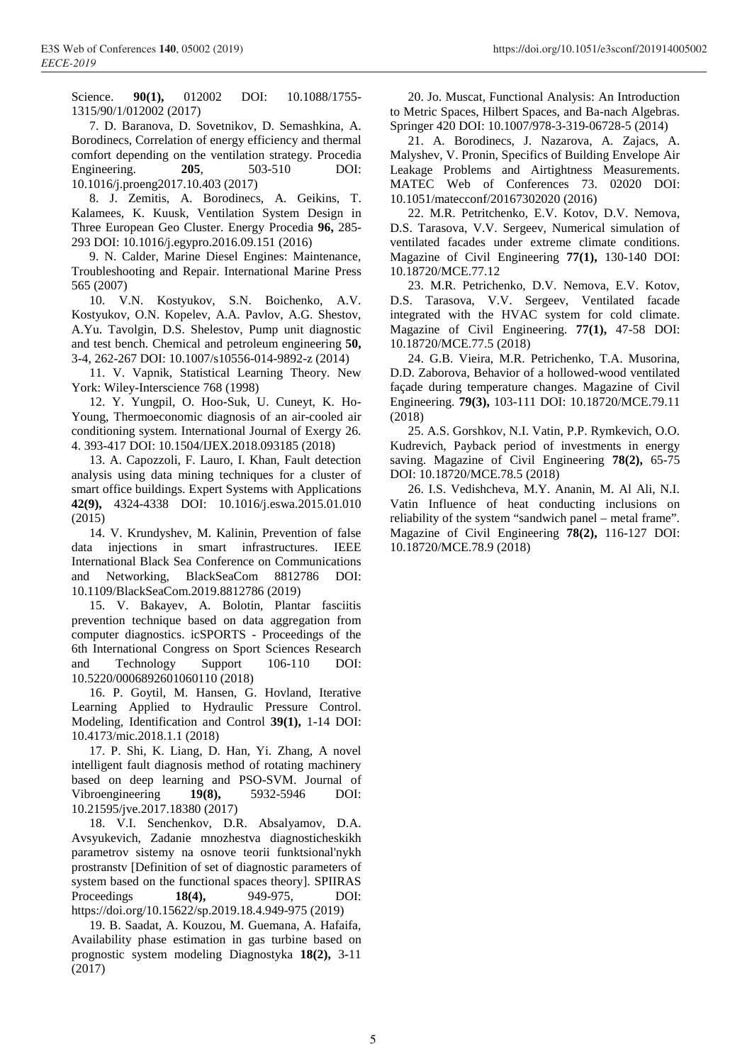Science. **90(1),** 012002 DOI: 10.1088/1755-1315/90/1/012002 (2017)

7. D. Baranova, D. Sovetnikov, D. Semashkina, A. Borodinecs, Correlation of energy efficiency and thermal comfort depending on the ventilation strategy. Procedia Engineering. **205**, 503-510 DOI: 10.1016/j.proeng2017.10.403 (2017)

8. J. Zemitis, A. Borodinecs, A. Geikins, T. Kalamees, K. Kuusk, Ventilation System Design in Three European Geo Cluster. Energy Procedia **96,** 285-293 DOI: 10.1016/j.egypro.2016.09.151 (2016)

9. N. Calder, Marine Diesel Engines: Maintenance, Troubleshooting and Repair. International Marine Press 565 (2007)

10. V.N. Kostyukov, S.N. Boichenko, A.V. Kostyukov, O.N. Kopelev, A.A. Pavlov, A.G. Shestov, A.Yu. Tavolgin, D.S. Shelestov, Pump unit diagnostic and test bench. Chemical and petroleum engineering **50,** 3-4, 262-267 DOI: 10.1007/s10556-014-9892-z (2014)

11. V. Vapnik, Statistical Learning Theory. New York: Wiley-Interscience 768 (1998)

12. Y. Yungpil, O. Hoo-Suk, U. Cuneyt, K. Ho-Young, Thermoeconomic diagnosis of an air-cooled air conditioning system. International Journal of Exergy 26. 4. 393-417 DOI: 10.1504/IJEX.2018.093185 (2018)

13. A. Capozzoli, F. Lauro, I. Khan, Fault detection analysis using data mining techniques for a cluster of smart office buildings. Expert Systems with Applications **42(9),** 4324-4338 DOI: 10.1016/j.eswa.2015.01.010 (2015)

14. V. Krundyshev, M. Kalinin, Prevention of false data injections in smart infrastructures. IEEE International Black Sea Conference on Communications and Networking, BlackSeaCom 8812786 DOI: 10.1109/BlackSeaCom.2019.8812786 (2019)

15. V. Bakayev, A. Bolotin, Plantar fasciitis prevention technique based on data aggregation from computer diagnostics. icSPORTS - Proceedings of the 6th International Congress on Sport Sciences Research and Technology Support 106-110 DOI: 10.5220/0006892601060110 (2018)

16. P. Goytil, M. Hansen, G. Hovland, Iterative Learning Applied to Hydraulic Pressure Control. Modeling, Identification and Control **39(1),** 1-14 DOI: 10.4173/mic.2018.1.1 (2018)

17. P. Shi, K. Liang, D. Han, Yi. Zhang, A novel intelligent fault diagnosis method of rotating machinery based on deep learning and PSO-SVM. Journal of Vibroengineering **19(8),** 5932-5946 DOI: 10.21595/jve.2017.18380 (2017)

18. V.I. Senchenkov, D.R. Absalyamov, D.A. Avsyukevich, Zadanie mnozhestva diagnosticheskikh parametrov sistemy na osnove teorii funktsional'nykh prostranstv [Definition of set of diagnostic parameters of system based on the functional spaces theory]. SPIIRAS Proceedings **18(4),** 949-975, DOI: https://doi.org/10.15622/sp.2019.18.4.949-975 (2019)

19. B. Saadat, A. Kouzou, M. Guemana, A. Hafaifa, Availability phase estimation in gas turbine based on prognostic system modeling Diagnostyka **18(2),** 3-11 (2017)

20. Jo. Muscat, Functional Analysis: An Introduction to Metric Spaces, Hilbert Spaces, and Ba-nach Algebras. Springer 420 DOI: 10.1007/978-3-319-06728-5 (2014)

21. A. Borodinecs, J. Nazarova, A. Zajacs, A. Malyshev, V. Pronin, Specifics of Building Envelope Air Leakage Problems and Airtightness Measurements. MATEC Web of Conferences 73. 02020 DOI: 10.1051/matecconf/20167302020 (2016)

22. M.R. Petritchenko, E.V. Kotov, D.V. Nemova, D.S. Tarasova, V.V. Sergeev, Numerical simulation of ventilated facades under extreme climate conditions. Magazine of Civil Engineering **77(1),** 130-140 DOI: 10.18720/MCE.77.12

23. M.R. Petrichenko, D.V. Nemova, E.V. Kotov, D.S. Tarasova, V.V. Sergeev, Ventilated facade integrated with the HVAC system for cold climate. Magazine of Civil Engineering. **77(1),** 47-58 DOI: 10.18720/MCE.77.5 (2018)

24. G.B. Vieira, M.R. Petrichenko, T.A. Musorina, D.D. Zaborova, Behavior of a hollowed-wood ventilated façade during temperature changes. Magazine of Civil Engineering. **79(3),** 103-111 DOI: 10.18720/MCE.79.11 (2018)

25. A.S. Gorshkov, N.I. Vatin, P.P. Rymkevich, O.O. Kudrevich, Payback period of investments in energy saving. Magazine of Civil Engineering **78(2),** 65-75 DOI: 10.18720/MCE.78.5 (2018)

26. I.S. Vedishcheva, M.Y. Ananin, M. Al Ali, N.I. Vatin Influence of heat conducting inclusions on reliability of the system "sandwich panel – metal frame". Magazine of Civil Engineering **78(2),** 116-127 DOI: 10.18720/MCE.78.9 (2018)